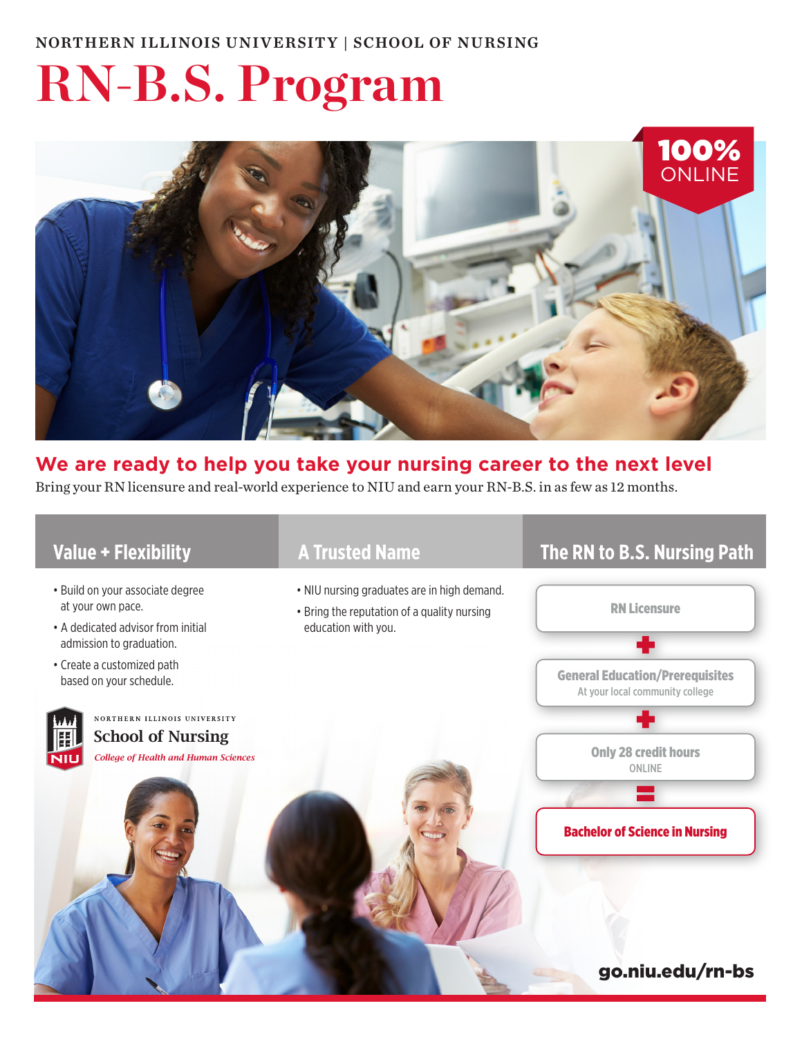NORTHERN ILLINOIS UNIVERSITY | SCHOOL OF NURSING

# RN-B.S. Program

**100% ONLINE**

## We are ready to help you take your nursing career to the next level

Bring your RN licensure and real-world experience to NIU and earn your RN-B.S. in as few as 12 months.

### Value + Flexibility

- Build on your associate degree at your own pace.
- A dedicated advisor from initial admission to graduation.
- Create a customized path based on your schedule.

### A Trusted Name

- NIU nursing graduates are in high demand.
- Bring the reputation of a quality nursing education with you.

### The RN to B.S. Nursing Path

**RN Licensure**

+

**General Education/Prerequisites**
At your local community college

+

**Only 28 credit hours**
ONLINE

=

**Bachelor of Science in Nursing**

NORTHERN ILLINOIS UNIVERSITY
School of Nursing
*College of Health and Human Sciences*

**go.niu.edu/rn-bs**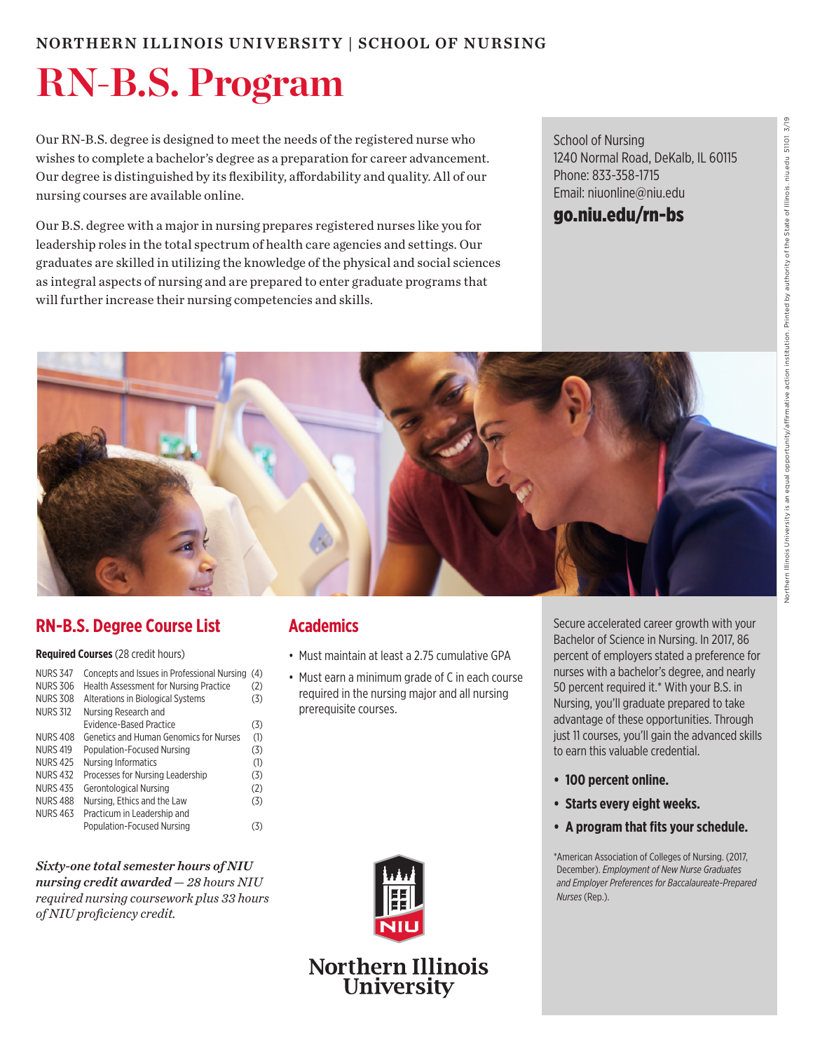NORTHERN ILLINOIS UNIVERSITY | SCHOOL OF NURSING

# RN-B.S. Program

Our RN-B.S. degree is designed to meet the needs of the registered nurse who wishes to complete a bachelor's degree as a preparation for career advancement. Our degree is distinguished by its flexibility, affordability and quality. All of our nursing courses are available online.

Our B.S. degree with a major in nursing prepares registered nurses like you for leadership roles in the total spectrum of health care agencies and settings. Our graduates are skilled in utilizing the knowledge of the physical and social sciences as integral aspects of nursing and are prepared to enter graduate programs that will further increase their nursing competencies and skills.

School of Nursing
1240 Normal Road, DeKalb, IL 60115
Phone: 833-358-1715
Email: niuonline@niu.edu

**go.niu.edu/rn-bs**

## RN-B.S. Degree Course List

**Required Courses** (28 credit hours)

| | | |
|---|---|---|
| NURS 347 | Concepts and Issues in Professional Nursing | (4) |
| NURS 306 | Health Assessment for Nursing Practice | (2) |
| NURS 308 | Alterations in Biological Systems | (3) |
| NURS 312 | Nursing Research and Evidence-Based Practice | (3) |
| NURS 408 | Genetics and Human Genomics for Nurses | (1) |
| NURS 419 | Population-Focused Nursing | (3) |
| NURS 425 | Nursing Informatics | (1) |
| NURS 432 | Processes for Nursing Leadership | (3) |
| NURS 435 | Gerontological Nursing | (2) |
| NURS 488 | Nursing, Ethics and the Law | (3) |
| NURS 463 | Practicum in Leadership and Population-Focused Nursing | (3) |

***Sixty-one total semester hours of NIU nursing credit awarded** — 28 hours NIU required nursing coursework plus 33 hours of NIU proficiency credit.*

## Academics

- Must maintain at least a 2.75 cumulative GPA
- Must earn a minimum grade of C in each course required in the nursing major and all nursing prerequisite courses.

Secure accelerated career growth with your Bachelor of Science in Nursing. In 2017, 86 percent of employers stated a preference for nurses with a bachelor's degree, and nearly 50 percent required it.* With your B.S. in Nursing, you'll graduate prepared to take advantage of these opportunities. Through just 11 courses, you'll gain the advanced skills to earn this valuable credential.

- **100 percent online.**
- **Starts every eight weeks.**
- **A program that fits your schedule.**

*American Association of Colleges of Nursing. (2017, December). *Employment of New Nurse Graduates and Employer Preferences for Baccalaureate-Prepared Nurses* (Rep.).

Northern Illinois University

Northern Illinois University is an equal opportunity/affirmative action institution. Printed by authority of the State of Illinois. niu.edu 51101 3/19